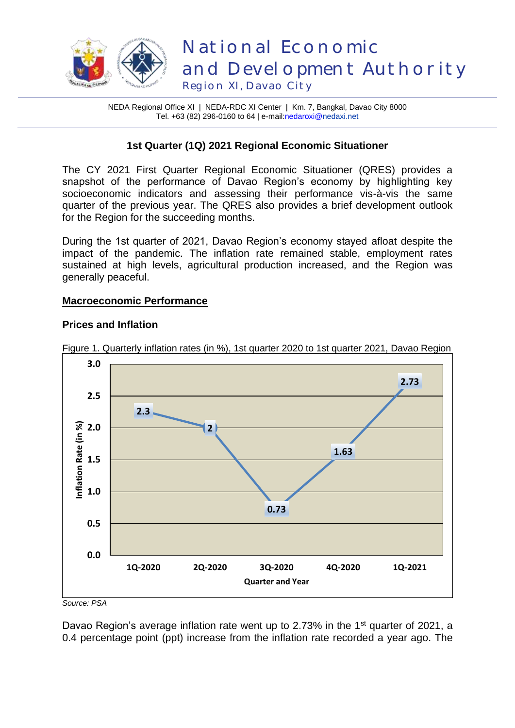# National Economic and Development Authority

Region XI, Davao City

NEDA Regional Office XI | NEDA-RDC XI Center | Km. 7, Bangkal, Davao City 8000
Tel. +63 (82) 296-0160 to 64 | e-mail:nedaroxi@nedaxi.net

## 1st Quarter (1Q) 2021 Regional Economic Situationer

The CY 2021 First Quarter Regional Economic Situationer (QRES) provides a snapshot of the performance of Davao Region's economy by highlighting key socioeconomic indicators and assessing their performance vis-à-vis the same quarter of the previous year. The QRES also provides a brief development outlook for the Region for the succeeding months.

During the 1st quarter of 2021, Davao Region's economy stayed afloat despite the impact of the pandemic. The inflation rate remained stable, employment rates sustained at high levels, agricultural production increased, and the Region was generally peaceful.

### Macroeconomic Performance

#### Prices and Inflation

Figure 1. Quarterly inflation rates (in %), 1st quarter 2020 to 1st quarter 2021, Davao Region

| Quarter and Year | Inflation Rate (in %) |
|---|---|
| 1Q-2020 | 2.3 |
| 2Q-2020 | 2 |
| 3Q-2020 | 0.73 |
| 4Q-2020 | 1.63 |
| 1Q-2021 | 2.73 |

*Source: PSA*

Davao Region's average inflation rate went up to 2.73% in the 1st quarter of 2021, a 0.4 percentage point (ppt) increase from the inflation rate recorded a year ago. The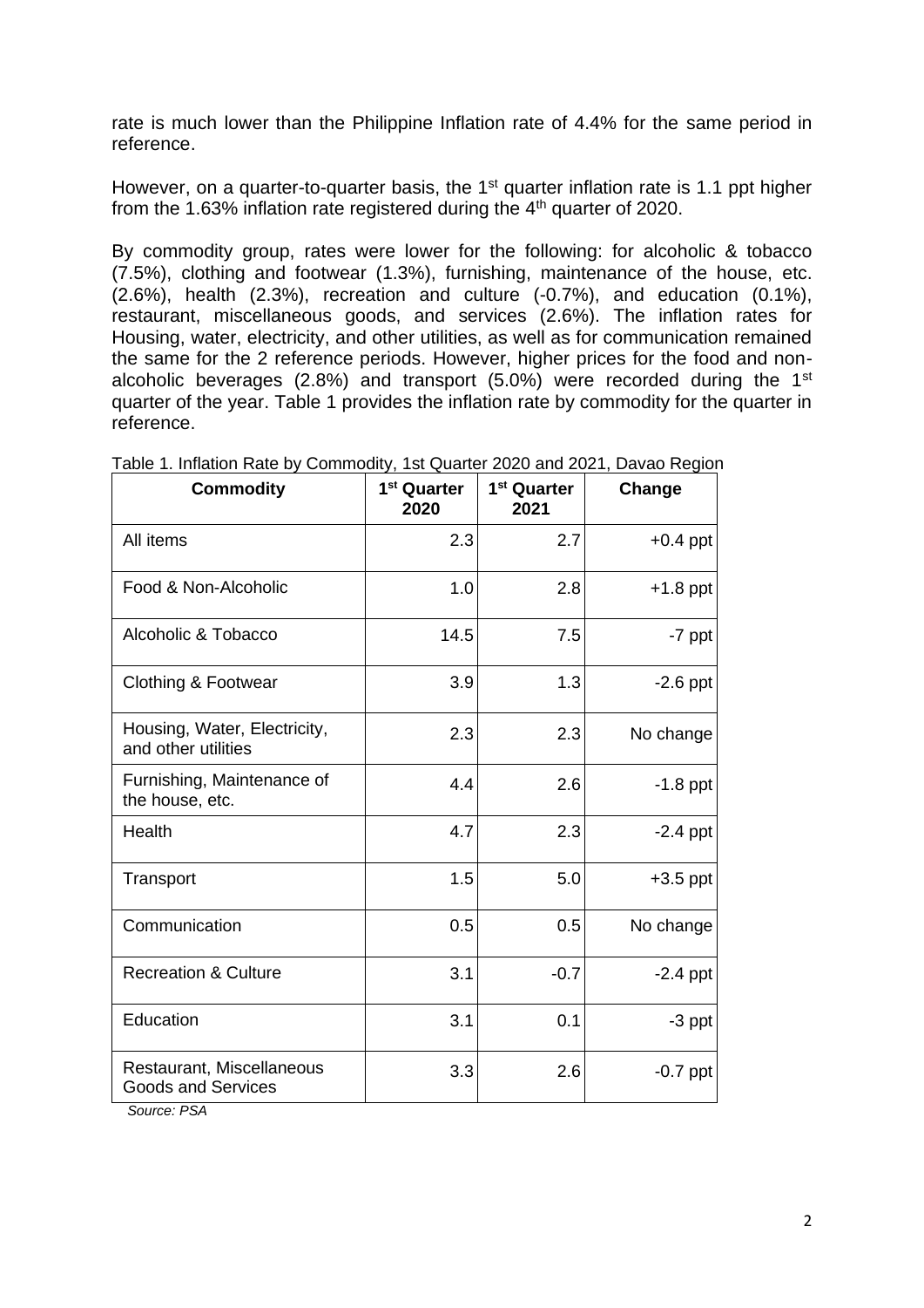rate is much lower than the Philippine Inflation rate of 4.4% for the same period in reference.

However, on a quarter-to-quarter basis, the 1st quarter inflation rate is 1.1 ppt higher from the 1.63% inflation rate registered during the 4th quarter of 2020.

By commodity group, rates were lower for the following: for alcoholic & tobacco (7.5%), clothing and footwear (1.3%), furnishing, maintenance of the house, etc. (2.6%), health (2.3%), recreation and culture (-0.7%), and education (0.1%), restaurant, miscellaneous goods, and services (2.6%). The inflation rates for Housing, water, electricity, and other utilities, as well as for communication remained the same for the 2 reference periods. However, higher prices for the food and non-alcoholic beverages (2.8%) and transport (5.0%) were recorded during the 1st quarter of the year. Table 1 provides the inflation rate by commodity for the quarter in reference.

Table 1. Inflation Rate by Commodity, 1st Quarter 2020 and 2021, Davao Region

| Commodity | 1st Quarter 2020 | 1st Quarter 2021 | Change |
|---|---|---|---|
| All items | 2.3 | 2.7 | +0.4 ppt |
| Food & Non-Alcoholic | 1.0 | 2.8 | +1.8 ppt |
| Alcoholic & Tobacco | 14.5 | 7.5 | -7 ppt |
| Clothing & Footwear | 3.9 | 1.3 | -2.6 ppt |
| Housing, Water, Electricity, and other utilities | 2.3 | 2.3 | No change |
| Furnishing, Maintenance of the house, etc. | 4.4 | 2.6 | -1.8 ppt |
| Health | 4.7 | 2.3 | -2.4 ppt |
| Transport | 1.5 | 5.0 | +3.5 ppt |
| Communication | 0.5 | 0.5 | No change |
| Recreation & Culture | 3.1 | -0.7 | -2.4 ppt |
| Education | 3.1 | 0.1 | -3 ppt |
| Restaurant, Miscellaneous Goods and Services | 3.3 | 2.6 | -0.7 ppt |

*Source: PSA*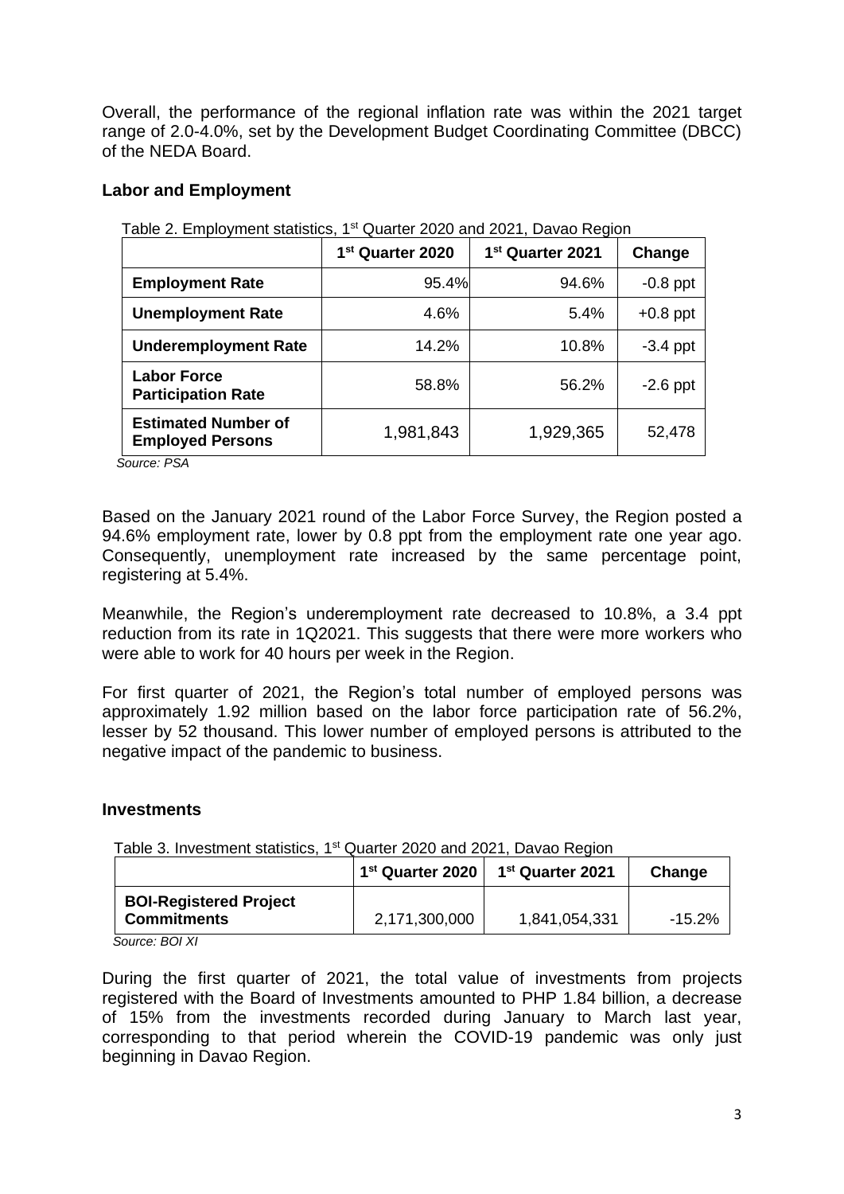Overall, the performance of the regional inflation rate was within the 2021 target range of 2.0-4.0%, set by the Development Budget Coordinating Committee (DBCC) of the NEDA Board.

## Labor and Employment

Table 2. Employment statistics, 1st Quarter 2020 and 2021, Davao Region

| | 1st Quarter 2020 | 1st Quarter 2021 | Change |
|---|---|---|---|
| **Employment Rate** | 95.4% | 94.6% | -0.8 ppt |
| **Unemployment Rate** | 4.6% | 5.4% | +0.8 ppt |
| **Underemployment Rate** | 14.2% | 10.8% | -3.4 ppt |
| **Labor Force Participation Rate** | 58.8% | 56.2% | -2.6 ppt |
| **Estimated Number of Employed Persons** | 1,981,843 | 1,929,365 | 52,478 |

*Source: PSA*

Based on the January 2021 round of the Labor Force Survey, the Region posted a 94.6% employment rate, lower by 0.8 ppt from the employment rate one year ago. Consequently, unemployment rate increased by the same percentage point, registering at 5.4%.

Meanwhile, the Region's underemployment rate decreased to 10.8%, a 3.4 ppt reduction from its rate in 1Q2021. This suggests that there were more workers who were able to work for 40 hours per week in the Region.

For first quarter of 2021, the Region's total number of employed persons was approximately 1.92 million based on the labor force participation rate of 56.2%, lesser by 52 thousand. This lower number of employed persons is attributed to the negative impact of the pandemic to business.

## Investments

Table 3. Investment statistics, 1st Quarter 2020 and 2021, Davao Region

| | 1st Quarter 2020 | 1st Quarter 2021 | Change |
|---|---|---|---|
| **BOI-Registered Project Commitments** | 2,171,300,000 | 1,841,054,331 | -15.2% |

*Source: BOI XI*

During the first quarter of 2021, the total value of investments from projects registered with the Board of Investments amounted to PHP 1.84 billion, a decrease of 15% from the investments recorded during January to March last year, corresponding to that period wherein the COVID-19 pandemic was only just beginning in Davao Region.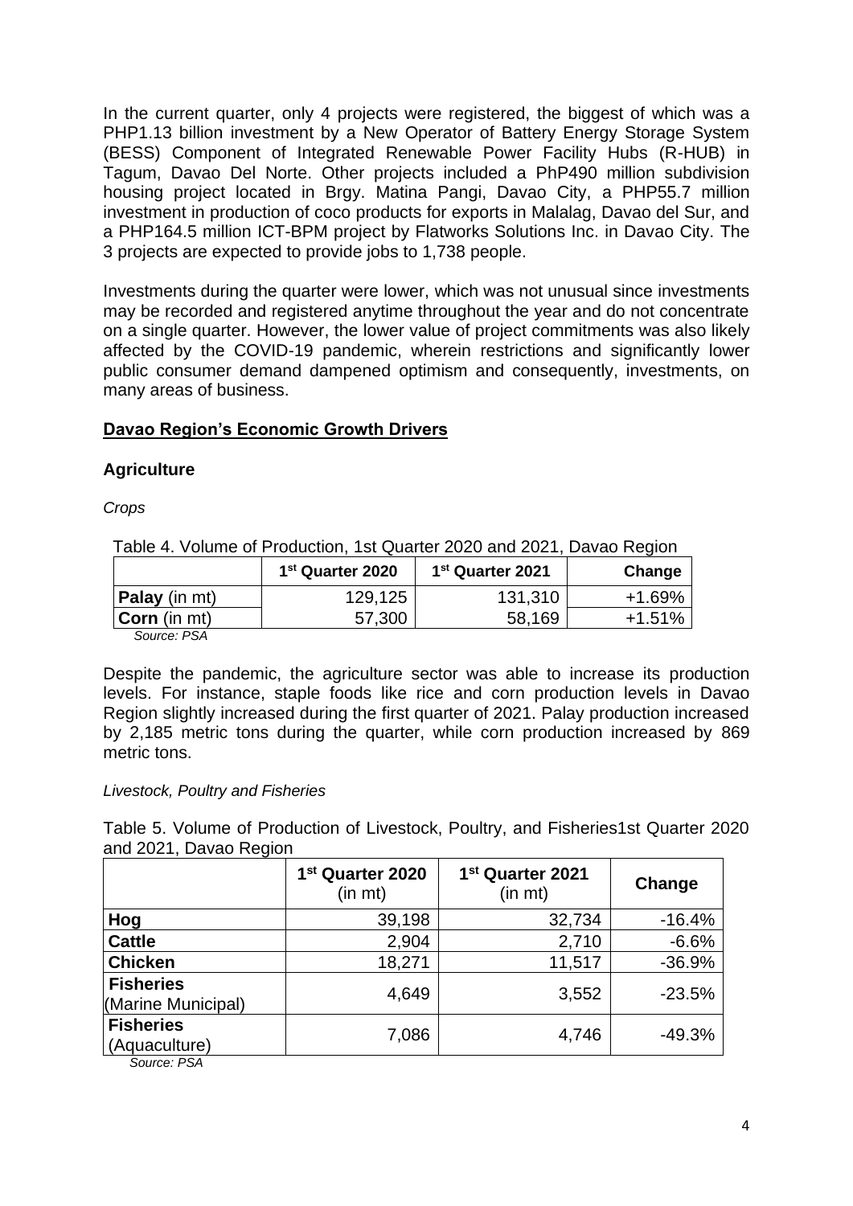In the current quarter, only 4 projects were registered, the biggest of which was a PHP1.13 billion investment by a New Operator of Battery Energy Storage System (BESS) Component of Integrated Renewable Power Facility Hubs (R-HUB) in Tagum, Davao Del Norte. Other projects included a PhP490 million subdivision housing project located in Brgy. Matina Pangi, Davao City, a PHP55.7 million investment in production of coco products for exports in Malalag, Davao del Sur, and a PHP164.5 million ICT-BPM project by Flatworks Solutions Inc. in Davao City. The 3 projects are expected to provide jobs to 1,738 people.

Investments during the quarter were lower, which was not unusual since investments may be recorded and registered anytime throughout the year and do not concentrate on a single quarter. However, the lower value of project commitments was also likely affected by the COVID-19 pandemic, wherein restrictions and significantly lower public consumer demand dampened optimism and consequently, investments, on many areas of business.

## Davao Region's Economic Growth Drivers

### Agriculture

*Crops*

Table 4. Volume of Production, 1st Quarter 2020 and 2021, Davao Region

| | 1st Quarter 2020 | 1st Quarter 2021 | Change |
|---|---|---|---|
| **Palay** (in mt) | 129,125 | 131,310 | +1.69% |
| **Corn** (in mt) | 57,300 | 58,169 | +1.51% |

*Source: PSA*

Despite the pandemic, the agriculture sector was able to increase its production levels. For instance, staple foods like rice and corn production levels in Davao Region slightly increased during the first quarter of 2021. Palay production increased by 2,185 metric tons during the quarter, while corn production increased by 869 metric tons.

*Livestock, Poultry and Fisheries*

Table 5. Volume of Production of Livestock, Poultry, and Fisheries1st Quarter 2020 and 2021, Davao Region

| | 1st Quarter 2020 (in mt) | 1st Quarter 2021 (in mt) | Change |
|---|---|---|---|
| **Hog** | 39,198 | 32,734 | -16.4% |
| **Cattle** | 2,904 | 2,710 | -6.6% |
| **Chicken** | 18,271 | 11,517 | -36.9% |
| **Fisheries** (Marine Municipal) | 4,649 | 3,552 | -23.5% |
| **Fisheries** (Aquaculture) | 7,086 | 4,746 | -49.3% |

*Source: PSA*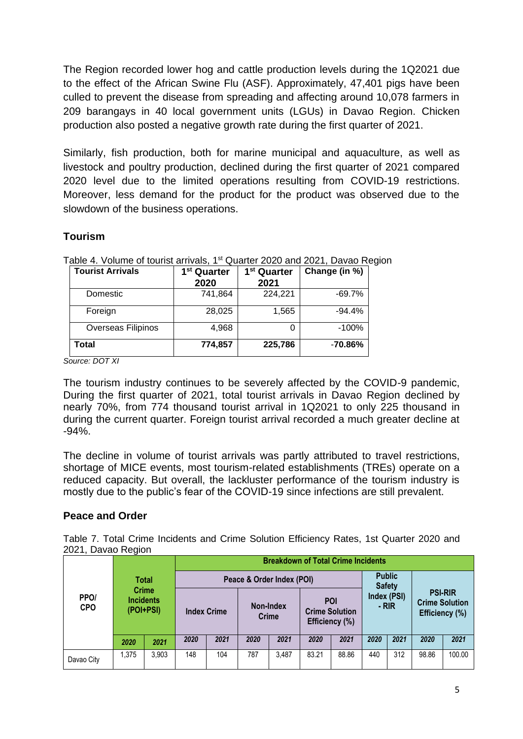The Region recorded lower hog and cattle production levels during the 1Q2021 due to the effect of the African Swine Flu (ASF). Approximately, 47,401 pigs have been culled to prevent the disease from spreading and affecting around 10,078 farmers in 209 barangays in 40 local government units (LGUs) in Davao Region. Chicken production also posted a negative growth rate during the first quarter of 2021.

Similarly, fish production, both for marine municipal and aquaculture, as well as livestock and poultry production, declined during the first quarter of 2021 compared 2020 level due to the limited operations resulting from COVID-19 restrictions. Moreover, less demand for the product for the product was observed due to the slowdown of the business operations.

## Tourism

Table 4. Volume of tourist arrivals, 1st Quarter 2020 and 2021, Davao Region

| Tourist Arrivals | 1st Quarter 2020 | 1st Quarter 2021 | Change (in %) |
|---|---|---|---|
| Domestic | 741,864 | 224,221 | -69.7% |
| Foreign | 28,025 | 1,565 | -94.4% |
| Overseas Filipinos | 4,968 | 0 | -100% |
| **Total** | **774,857** | **225,786** | **-70.86%** |

*Source: DOT XI*

The tourism industry continues to be severely affected by the COVID-9 pandemic, During the first quarter of 2021, total tourist arrivals in Davao Region declined by nearly 70%, from 774 thousand tourist arrival in 1Q2021 to only 225 thousand in during the current quarter. Foreign tourist arrival recorded a much greater decline at -94%.

The decline in volume of tourist arrivals was partly attributed to travel restrictions, shortage of MICE events, most tourism-related establishments (TREs) operate on a reduced capacity. But overall, the lackluster performance of the tourism industry is mostly due to the public's fear of the COVID-19 since infections are still prevalent.

## Peace and Order

Table 7. Total Crime Incidents and Crime Solution Efficiency Rates, 1st Quarter 2020 and 2021, Davao Region

| PPO/ CPO | Total Crime Incidents (POI+PSI) | | Breakdown of Total Crime Incidents | | | | | | | | | |
|---|---|---|---|---|---|---|---|---|---|---|---|---|
| | | | Peace & Order Index (POI) | | | | | | Public Safety Index (PSI) - RIR | | PSI-RIR Crime Solution Efficiency (%) | |
| | | | Index Crime | | Non-Index Crime | | POI Crime Solution Efficiency (%) | | | | | |
| | 2020 | 2021 | 2020 | 2021 | 2020 | 2021 | 2020 | 2021 | 2020 | 2021 | 2020 | 2021 |
| Davao City | 1,375 | 3,903 | 148 | 104 | 787 | 3,487 | 83.21 | 88.86 | 440 | 312 | 98.86 | 100.00 |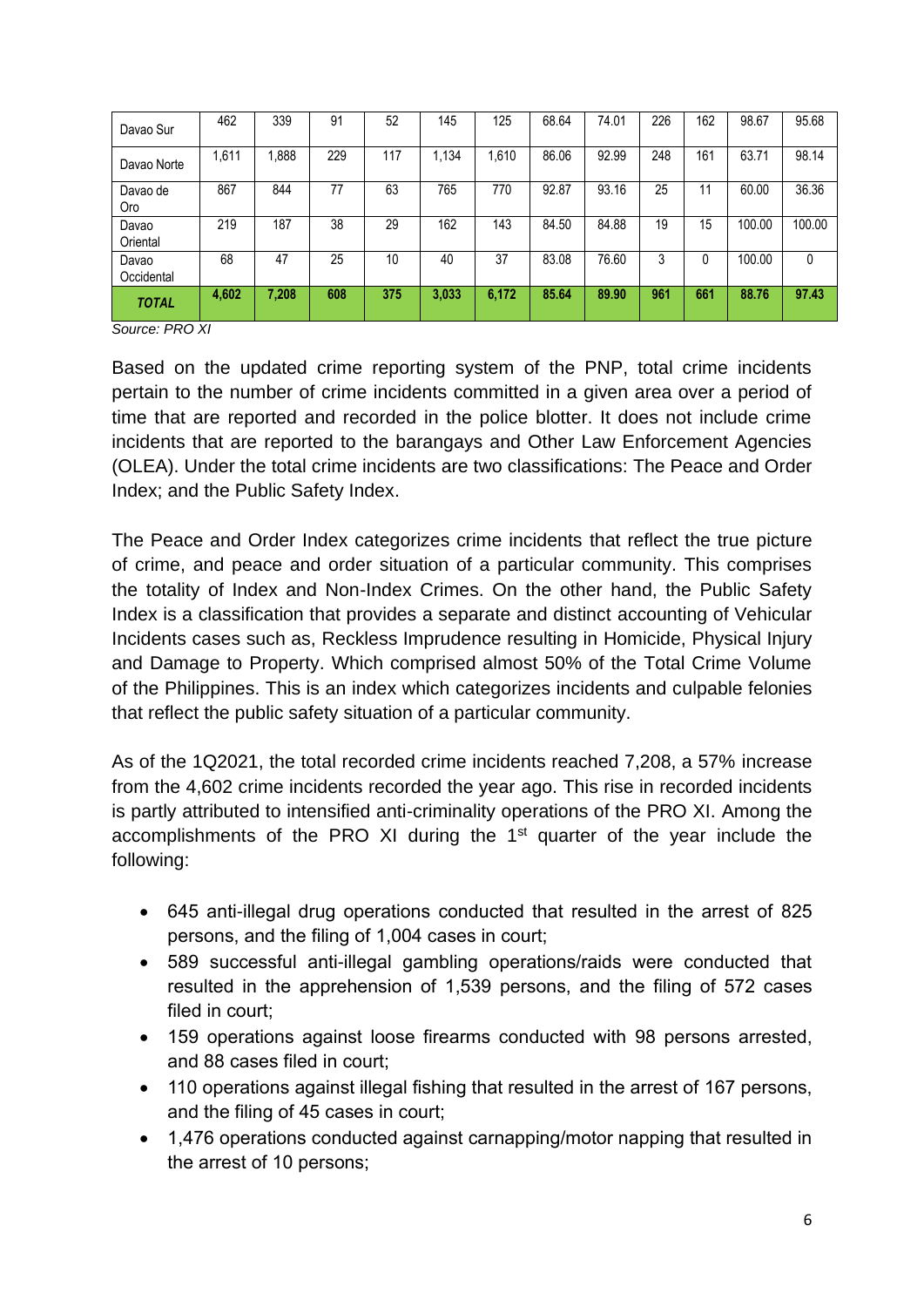| Davao Sur | 462 | 339 | 91 | 52 | 145 | 125 | 68.64 | 74.01 | 226 | 162 | 98.67 | 95.68 |
|---|---|---|---|---|---|---|---|---|---|---|---|---|
| Davao Norte | 1,611 | 1,888 | 229 | 117 | 1,134 | 1,610 | 86.06 | 92.99 | 248 | 161 | 63.71 | 98.14 |
| Davao de Oro | 867 | 844 | 77 | 63 | 765 | 770 | 92.87 | 93.16 | 25 | 11 | 60.00 | 36.36 |
| Davao Oriental | 219 | 187 | 38 | 29 | 162 | 143 | 84.50 | 84.88 | 19 | 15 | 100.00 | 100.00 |
| Davao Occidental | 68 | 47 | 25 | 10 | 40 | 37 | 83.08 | 76.60 | 3 | 0 | 100.00 | 0 |
| ***TOTAL*** | **4,602** | **7,208** | **608** | **375** | **3,033** | **6,172** | **85.64** | **89.90** | **961** | **661** | **88.76** | **97.43** |

*Source: PRO XI*

Based on the updated crime reporting system of the PNP, total crime incidents pertain to the number of crime incidents committed in a given area over a period of time that are reported and recorded in the police blotter. It does not include crime incidents that are reported to the barangays and Other Law Enforcement Agencies (OLEA). Under the total crime incidents are two classifications: The Peace and Order Index; and the Public Safety Index.

The Peace and Order Index categorizes crime incidents that reflect the true picture of crime, and peace and order situation of a particular community. This comprises the totality of Index and Non-Index Crimes. On the other hand, the Public Safety Index is a classification that provides a separate and distinct accounting of Vehicular Incidents cases such as, Reckless Imprudence resulting in Homicide, Physical Injury and Damage to Property. Which comprised almost 50% of the Total Crime Volume of the Philippines. This is an index which categorizes incidents and culpable felonies that reflect the public safety situation of a particular community.

As of the 1Q2021, the total recorded crime incidents reached 7,208, a 57% increase from the 4,602 crime incidents recorded the year ago. This rise in recorded incidents is partly attributed to intensified anti-criminality operations of the PRO XI. Among the accomplishments of the PRO XI during the 1st quarter of the year include the following:

- 645 anti-illegal drug operations conducted that resulted in the arrest of 825 persons, and the filing of 1,004 cases in court;
- 589 successful anti-illegal gambling operations/raids were conducted that resulted in the apprehension of 1,539 persons, and the filing of 572 cases filed in court;
- 159 operations against loose firearms conducted with 98 persons arrested, and 88 cases filed in court;
- 110 operations against illegal fishing that resulted in the arrest of 167 persons, and the filing of 45 cases in court;
- 1,476 operations conducted against carnapping/motor napping that resulted in the arrest of 10 persons;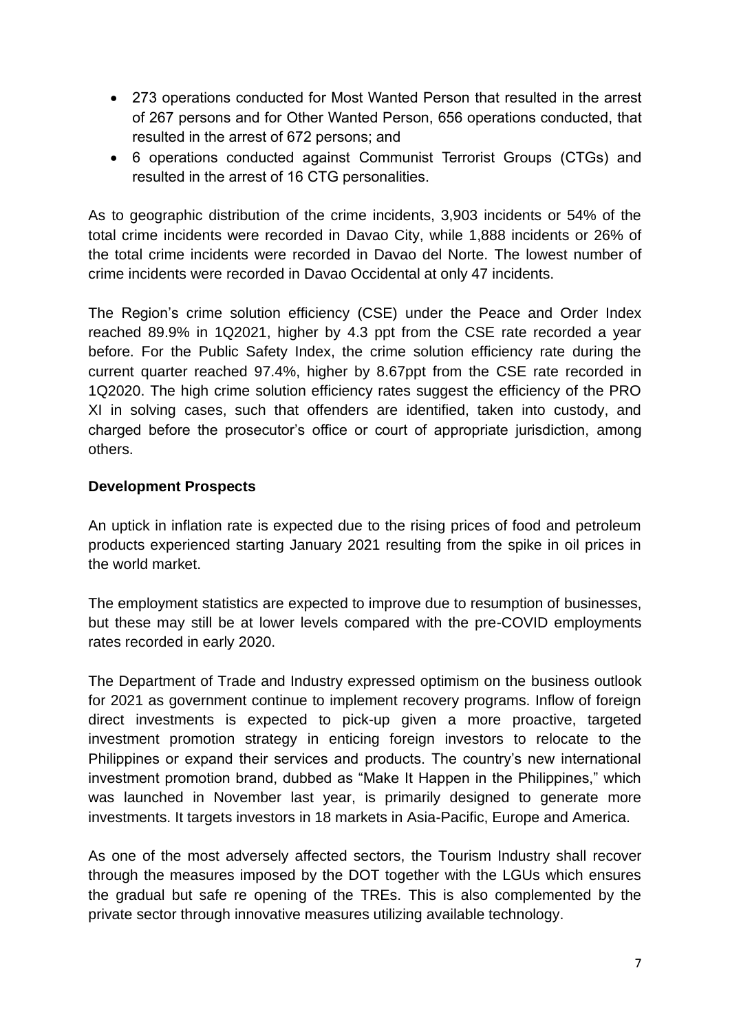- 273 operations conducted for Most Wanted Person that resulted in the arrest of 267 persons and for Other Wanted Person, 656 operations conducted, that resulted in the arrest of 672 persons; and
- 6 operations conducted against Communist Terrorist Groups (CTGs) and resulted in the arrest of 16 CTG personalities.

As to geographic distribution of the crime incidents, 3,903 incidents or 54% of the total crime incidents were recorded in Davao City, while 1,888 incidents or 26% of the total crime incidents were recorded in Davao del Norte. The lowest number of crime incidents were recorded in Davao Occidental at only 47 incidents.

The Region's crime solution efficiency (CSE) under the Peace and Order Index reached 89.9% in 1Q2021, higher by 4.3 ppt from the CSE rate recorded a year before. For the Public Safety Index, the crime solution efficiency rate during the current quarter reached 97.4%, higher by 8.67ppt from the CSE rate recorded in 1Q2020. The high crime solution efficiency rates suggest the efficiency of the PRO XI in solving cases, such that offenders are identified, taken into custody, and charged before the prosecutor's office or court of appropriate jurisdiction, among others.

**Development Prospects**

An uptick in inflation rate is expected due to the rising prices of food and petroleum products experienced starting January 2021 resulting from the spike in oil prices in the world market.

The employment statistics are expected to improve due to resumption of businesses, but these may still be at lower levels compared with the pre-COVID employments rates recorded in early 2020.

The Department of Trade and Industry expressed optimism on the business outlook for 2021 as government continue to implement recovery programs. Inflow of foreign direct investments is expected to pick-up given a more proactive, targeted investment promotion strategy in enticing foreign investors to relocate to the Philippines or expand their services and products. The country's new international investment promotion brand, dubbed as "Make It Happen in the Philippines," which was launched in November last year, is primarily designed to generate more investments. It targets investors in 18 markets in Asia-Pacific, Europe and America.

As one of the most adversely affected sectors, the Tourism Industry shall recover through the measures imposed by the DOT together with the LGUs which ensures the gradual but safe re opening of the TREs. This is also complemented by the private sector through innovative measures utilizing available technology.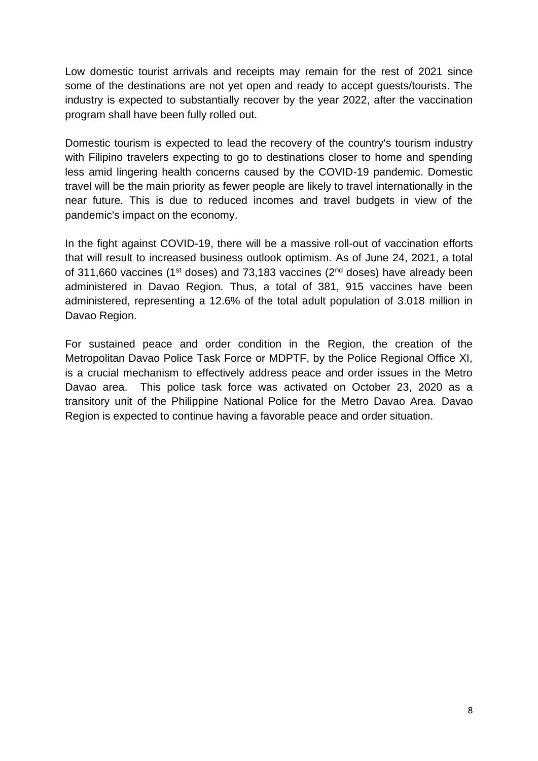Low domestic tourist arrivals and receipts may remain for the rest of 2021 since some of the destinations are not yet open and ready to accept guests/tourists. The industry is expected to substantially recover by the year 2022, after the vaccination program shall have been fully rolled out.

Domestic tourism is expected to lead the recovery of the country's tourism industry with Filipino travelers expecting to go to destinations closer to home and spending less amid lingering health concerns caused by the COVID-19 pandemic. Domestic travel will be the main priority as fewer people are likely to travel internationally in the near future. This is due to reduced incomes and travel budgets in view of the pandemic's impact on the economy.

In the fight against COVID-19, there will be a massive roll-out of vaccination efforts that will result to increased business outlook optimism. As of June 24, 2021, a total of 311,660 vaccines (1st doses) and 73,183 vaccines (2nd doses) have already been administered in Davao Region. Thus, a total of 381, 915 vaccines have been administered, representing a 12.6% of the total adult population of 3.018 million in Davao Region.

For sustained peace and order condition in the Region, the creation of the Metropolitan Davao Police Task Force or MDPTF, by the Police Regional Office XI, is a crucial mechanism to effectively address peace and order issues in the Metro Davao area. This police task force was activated on October 23, 2020 as a transitory unit of the Philippine National Police for the Metro Davao Area. Davao Region is expected to continue having a favorable peace and order situation.